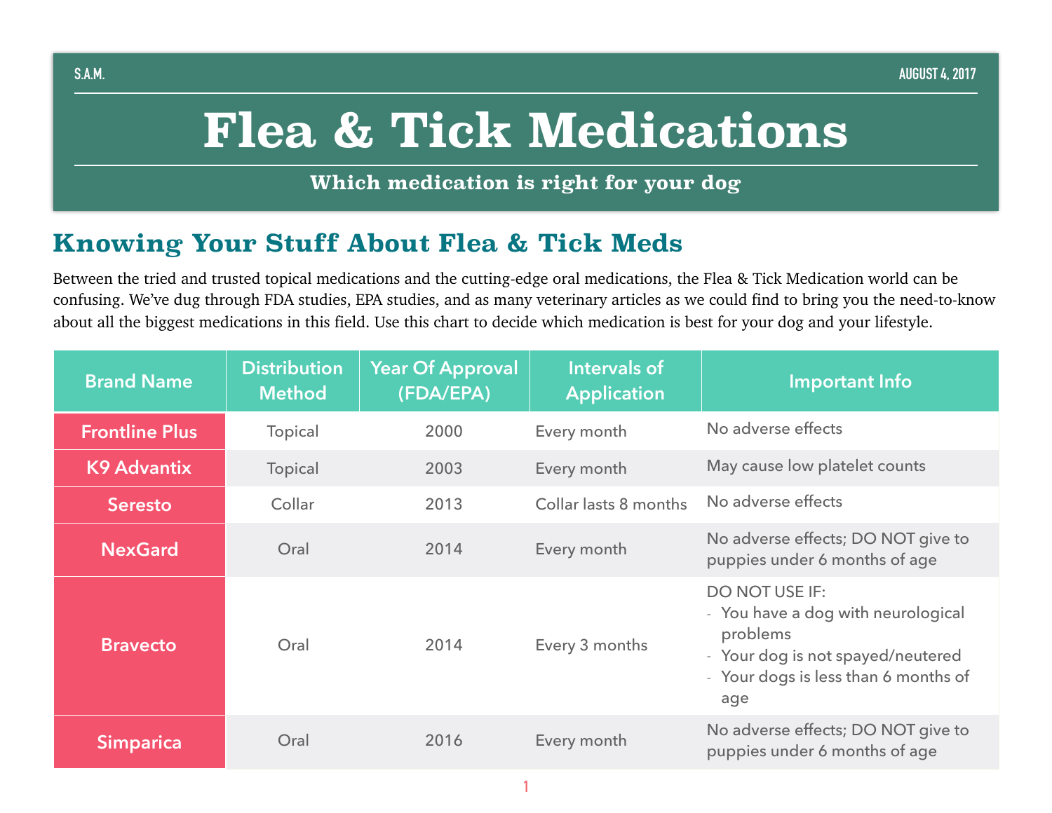S.A.M. AUGUST 4, 2017

# Flea & Tick Medications

**Which medication is right for your dog**

## Knowing Your Stuff About Flea & Tick Meds

Between the tried and trusted topical medications and the cutting-edge oral medications, the Flea & Tick Medication world can be confusing. We've dug through FDA studies, EPA studies, and as many veterinary articles as we could find to bring you the need-to-know about all the biggest medications in this field. Use this chart to decide which medication is best for your dog and your lifestyle.

| Brand Name | Distribution Method | Year Of Approval (FDA/EPA) | Intervals of Application | Important Info |
|---|---|---|---|---|
| Frontline Plus | Topical | 2000 | Every month | No adverse effects |
| K9 Advantix | Topical | 2003 | Every month | May cause low platelet counts |
| Seresto | Collar | 2013 | Collar lasts 8 months | No adverse effects |
| NexGard | Oral | 2014 | Every month | No adverse effects; DO NOT give to puppies under 6 months of age |
| Bravecto | Oral | 2014 | Every 3 months | DO NOT USE IF:<br>- You have a dog with neurological problems<br>- Your dog is not spayed/neutered<br>- Your dogs is less than 6 months of age |
| Simparica | Oral | 2016 | Every month | No adverse effects; DO NOT give to puppies under 6 months of age |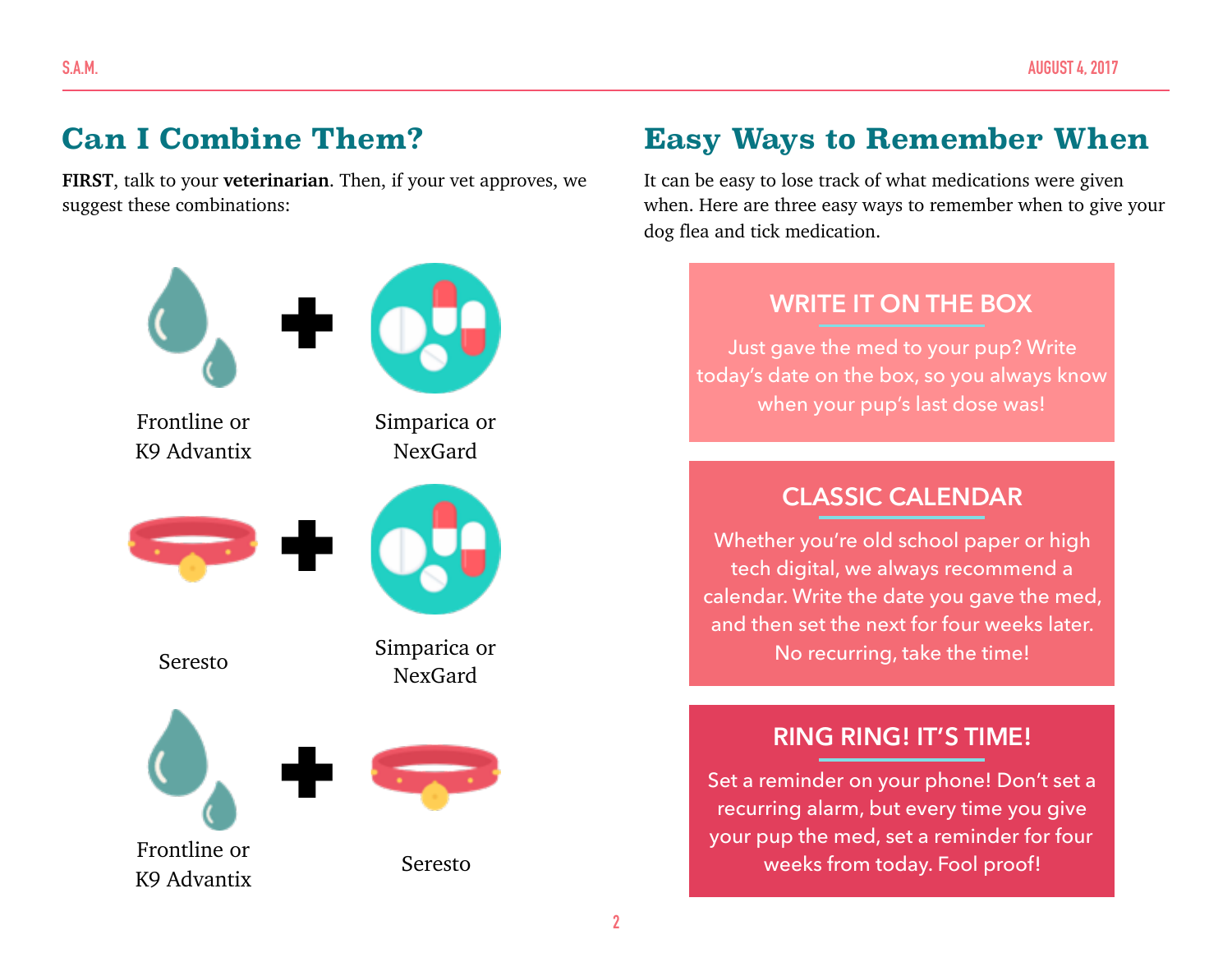## Can I Combine Them?

**FIRST**, talk to your **veterinarian**. Then, if your vet approves, we suggest these combinations:

Frontline or K9 Advantix + Simparica or NexGard

Seresto + Simparica or NexGard

Frontline or K9 Advantix + Seresto

## Easy Ways to Remember When

It can be easy to lose track of what medications were given when. Here are three easy ways to remember when to give your dog flea and tick medication.

### WRITE IT ON THE BOX

Just gave the med to your pup? Write today's date on the box, so you always know when your pup's last dose was!

### CLASSIC CALENDAR

Whether you're old school paper or high tech digital, we always recommend a calendar. Write the date you gave the med, and then set the next for four weeks later. No recurring, take the time!

### RING RING! IT'S TIME!

Set a reminder on your phone! Don't set a recurring alarm, but every time you give your pup the med, set a reminder for four weeks from today. Fool proof!